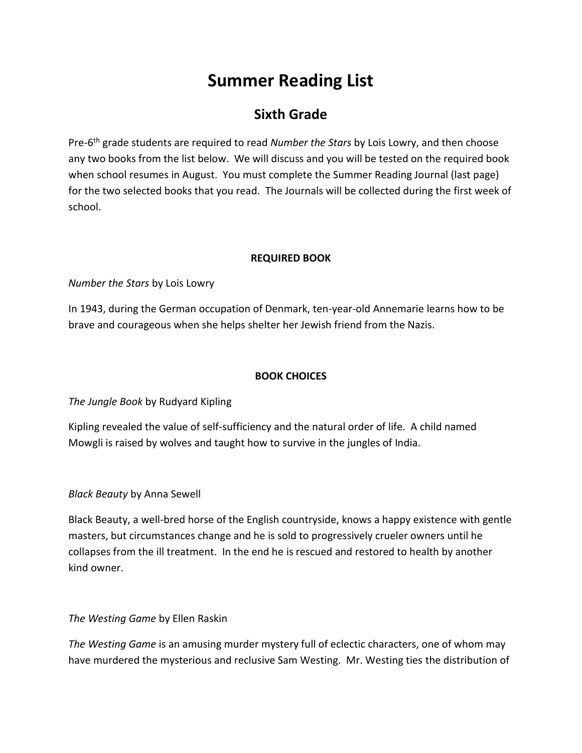# Summer Reading List

## Sixth Grade

Pre-6th grade students are required to read *Number the Stars* by Lois Lowry, and then choose any two books from the list below. We will discuss and you will be tested on the required book when school resumes in August. You must complete the Summer Reading Journal (last page) for the two selected books that you read. The Journals will be collected during the first week of school.

**REQUIRED BOOK**

*Number the Stars* by Lois Lowry

In 1943, during the German occupation of Denmark, ten-year-old Annemarie learns how to be brave and courageous when she helps shelter her Jewish friend from the Nazis.

**BOOK CHOICES**

*The Jungle Book* by Rudyard Kipling

Kipling revealed the value of self-sufficiency and the natural order of life. A child named Mowgli is raised by wolves and taught how to survive in the jungles of India.

*Black Beauty* by Anna Sewell

Black Beauty, a well-bred horse of the English countryside, knows a happy existence with gentle masters, but circumstances change and he is sold to progressively crueler owners until he collapses from the ill treatment. In the end he is rescued and restored to health by another kind owner.

*The Westing Game* by Ellen Raskin

*The Westing Game* is an amusing murder mystery full of eclectic characters, one of whom may have murdered the mysterious and reclusive Sam Westing. Mr. Westing ties the distribution of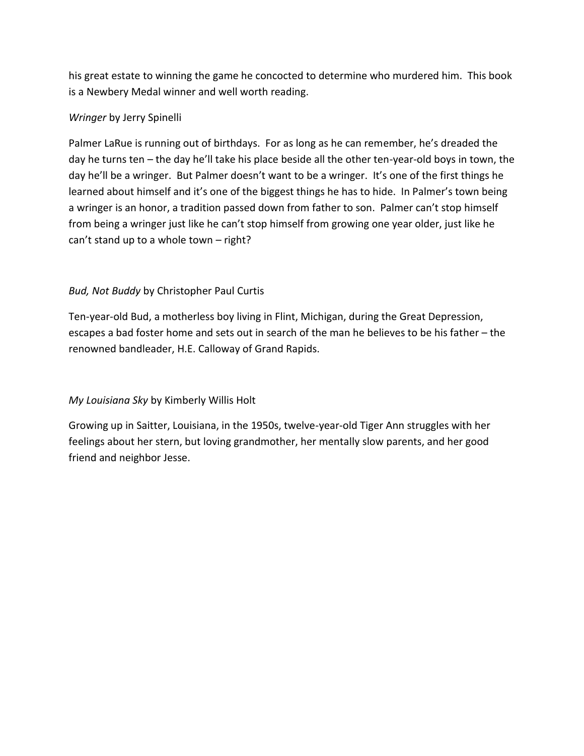his great estate to winning the game he concocted to determine who murdered him. This book is a Newbery Medal winner and well worth reading.

*Wringer* by Jerry Spinelli

Palmer LaRue is running out of birthdays. For as long as he can remember, he's dreaded the day he turns ten – the day he'll take his place beside all the other ten-year-old boys in town, the day he'll be a wringer. But Palmer doesn't want to be a wringer. It's one of the first things he learned about himself and it's one of the biggest things he has to hide. In Palmer's town being a wringer is an honor, a tradition passed down from father to son. Palmer can't stop himself from being a wringer just like he can't stop himself from growing one year older, just like he can't stand up to a whole town – right?

*Bud, Not Buddy* by Christopher Paul Curtis

Ten-year-old Bud, a motherless boy living in Flint, Michigan, during the Great Depression, escapes a bad foster home and sets out in search of the man he believes to be his father – the renowned bandleader, H.E. Calloway of Grand Rapids.

*My Louisiana Sky* by Kimberly Willis Holt

Growing up in Saitter, Louisiana, in the 1950s, twelve-year-old Tiger Ann struggles with her feelings about her stern, but loving grandmother, her mentally slow parents, and her good friend and neighbor Jesse.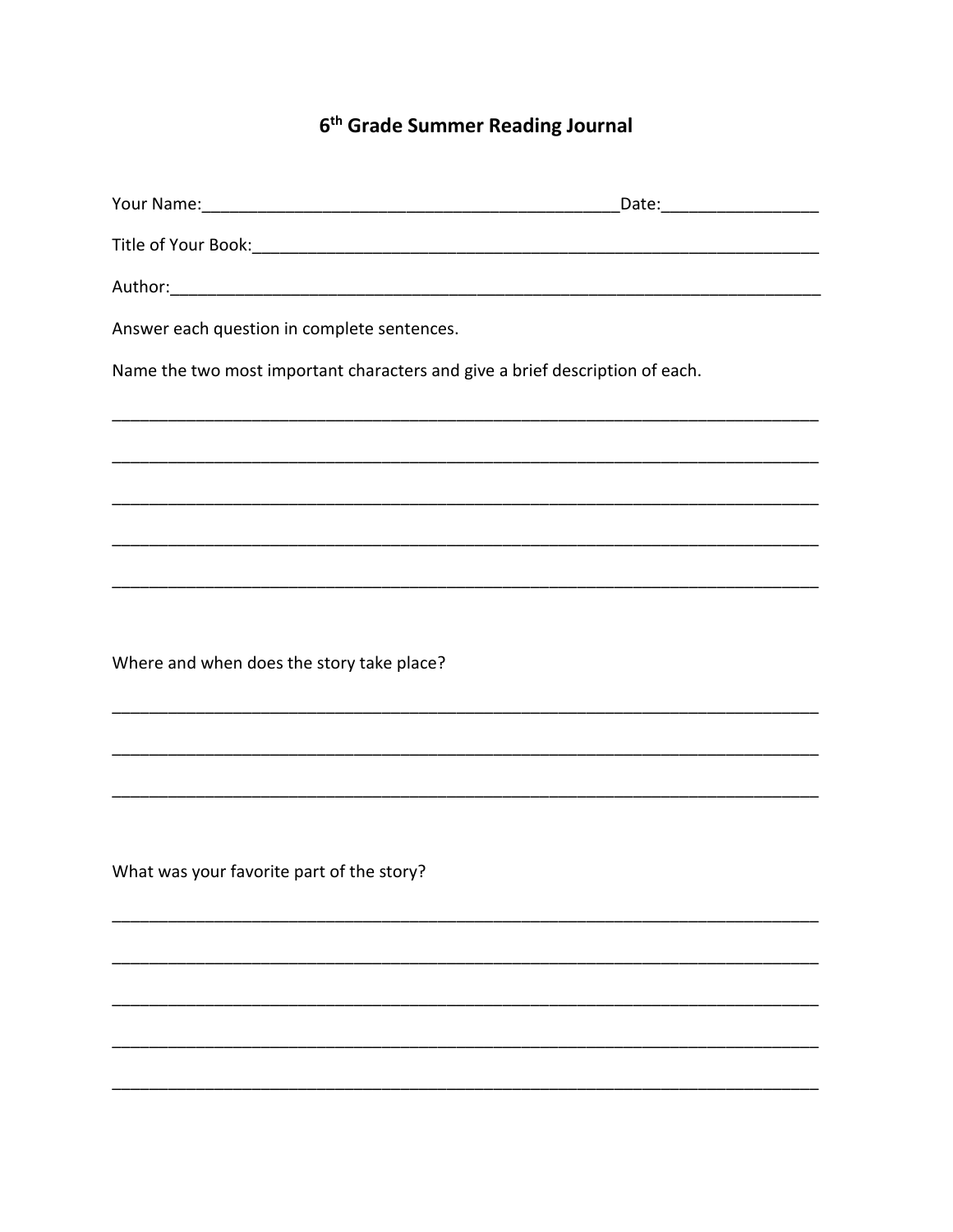# 6th Grade Summer Reading Journal

Your Name:_____________________________________________Date:________________

Title of Your Book:_____________________________________________________________

Author:_______________________________________________________________________

Answer each question in complete sentences.

Name the two most important characters and give a brief description of each.

_____________________________________________________________________________

_____________________________________________________________________________

_____________________________________________________________________________

_____________________________________________________________________________

_____________________________________________________________________________

Where and when does the story take place?

_____________________________________________________________________________

_____________________________________________________________________________

_____________________________________________________________________________

What was your favorite part of the story?

_____________________________________________________________________________

_____________________________________________________________________________

_____________________________________________________________________________

_____________________________________________________________________________

_____________________________________________________________________________